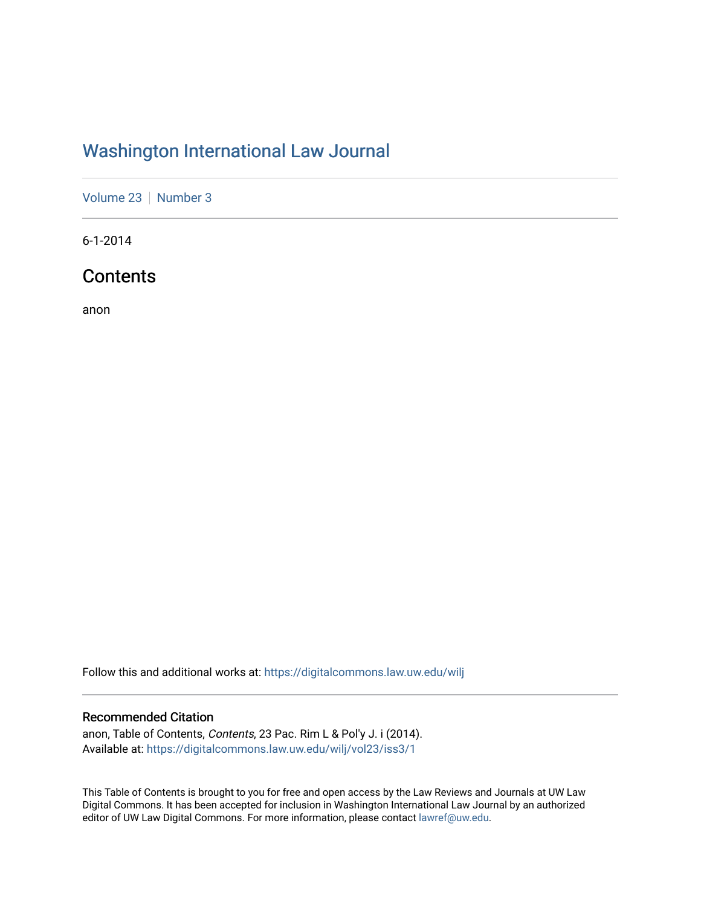# Washington International Law Journal

Volume 23 | Number 3

6-1-2014

## Contents

anon

Follow this and additional works at: https://digitalcommons.law.uw.edu/wilj

### Recommended Citation

anon, Table of Contents, *Contents*, 23 Pac. Rim L & Pol'y J. i (2014).
Available at: https://digitalcommons.law.uw.edu/wilj/vol23/iss3/1

This Table of Contents is brought to you for free and open access by the Law Reviews and Journals at UW Law Digital Commons. It has been accepted for inclusion in Washington International Law Journal by an authorized editor of UW Law Digital Commons. For more information, please contact lawref@uw.edu.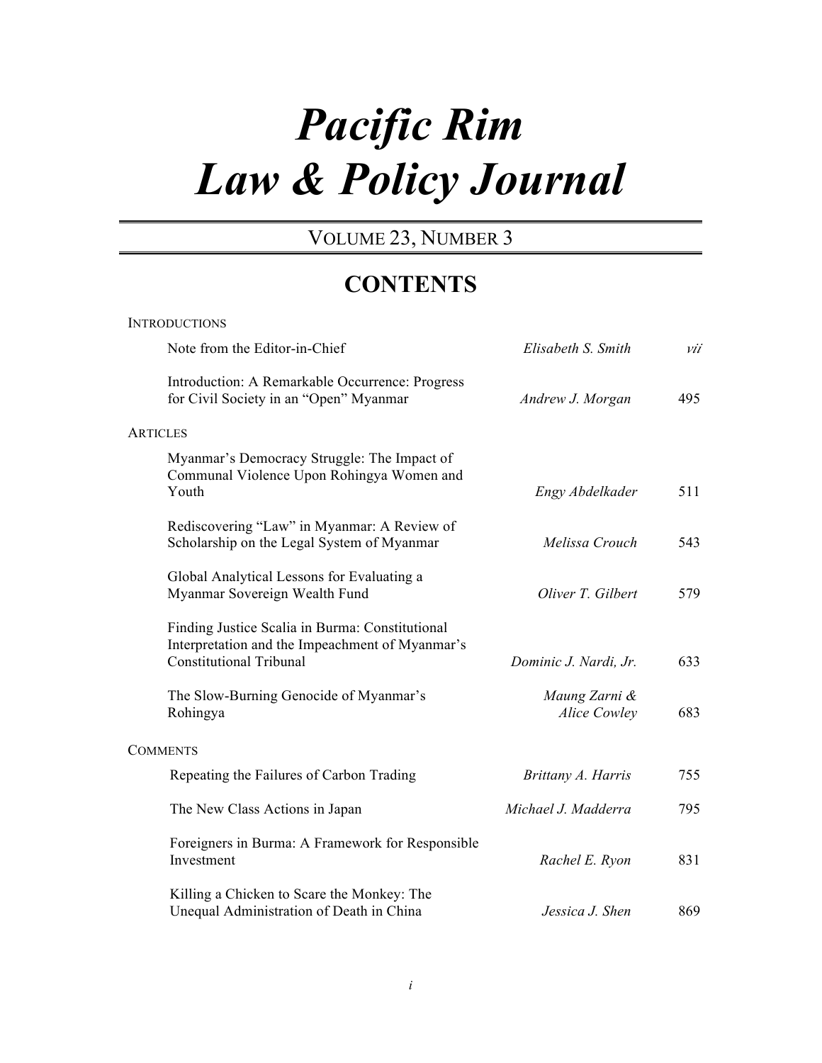# *Pacific Rim Law & Policy Journal*

VOLUME 23, NUMBER 3

## CONTENTS

INTRODUCTIONS

| | | |
|---|---|---|
| Note from the Editor-in-Chief | *Elisabeth S. Smith* | *vii* |
| Introduction: A Remarkable Occurrence: Progress for Civil Society in an "Open" Myanmar | *Andrew J. Morgan* | 495 |

ARTICLES

| | | |
|---|---|---|
| Myanmar's Democracy Struggle: The Impact of Communal Violence Upon Rohingya Women and Youth | *Engy Abdelkader* | 511 |
| Rediscovering "Law" in Myanmar: A Review of Scholarship on the Legal System of Myanmar | *Melissa Crouch* | 543 |
| Global Analytical Lessons for Evaluating a Myanmar Sovereign Wealth Fund | *Oliver T. Gilbert* | 579 |
| Finding Justice Scalia in Burma: Constitutional Interpretation and the Impeachment of Myanmar's Constitutional Tribunal | *Dominic J. Nardi, Jr.* | 633 |
| The Slow-Burning Genocide of Myanmar's Rohingya | *Maung Zarni & Alice Cowley* | 683 |

COMMENTS

| | | |
|---|---|---|
| Repeating the Failures of Carbon Trading | *Brittany A. Harris* | 755 |
| The New Class Actions in Japan | *Michael J. Madderra* | 795 |
| Foreigners in Burma: A Framework for Responsible Investment | *Rachel E. Ryon* | 831 |
| Killing a Chicken to Scare the Monkey: The Unequal Administration of Death in China | *Jessica J. Shen* | 869 |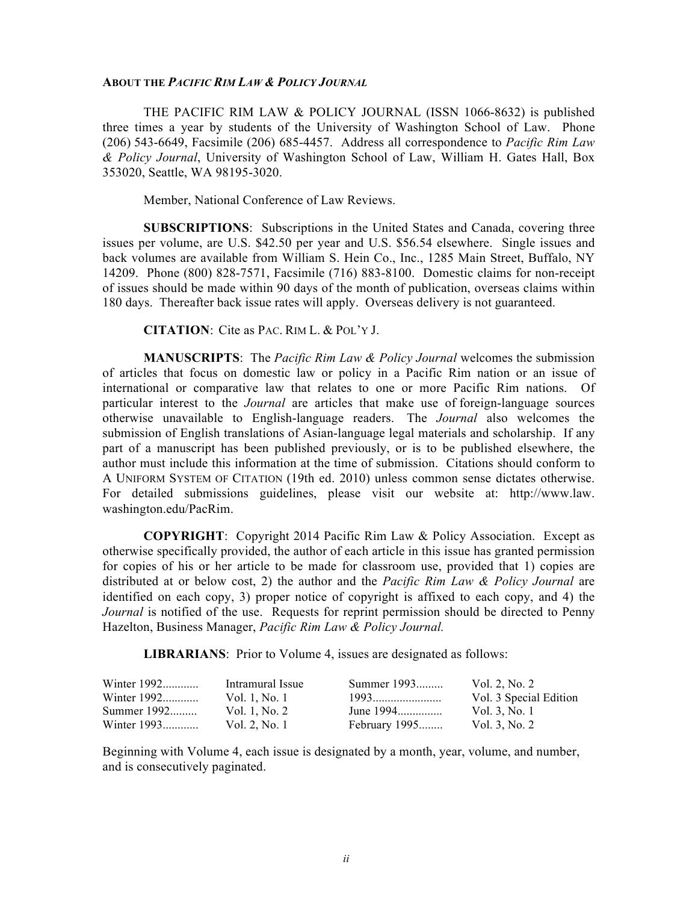**ABOUT THE *PACIFIC RIM LAW & POLICY JOURNAL***

THE PACIFIC RIM LAW & POLICY JOURNAL (ISSN 1066-8632) is published three times a year by students of the University of Washington School of Law. Phone (206) 543-6649, Facsimile (206) 685-4457. Address all correspondence to *Pacific Rim Law & Policy Journal*, University of Washington School of Law, William H. Gates Hall, Box 353020, Seattle, WA 98195-3020.

Member, National Conference of Law Reviews.

**SUBSCRIPTIONS**: Subscriptions in the United States and Canada, covering three issues per volume, are U.S. $42.50 per year and U.S. $56.54 elsewhere. Single issues and back volumes are available from William S. Hein Co., Inc., 1285 Main Street, Buffalo, NY 14209. Phone (800) 828-7571, Facsimile (716) 883-8100. Domestic claims for non-receipt of issues should be made within 90 days of the month of publication, overseas claims within 180 days. Thereafter back issue rates will apply. Overseas delivery is not guaranteed.

**CITATION**: Cite as PAC. RIM L. & POL'Y J.

**MANUSCRIPTS**: The *Pacific Rim Law & Policy Journal* welcomes the submission of articles that focus on domestic law or policy in a Pacific Rim nation or an issue of international or comparative law that relates to one or more Pacific Rim nations. Of particular interest to the *Journal* are articles that make use of foreign-language sources otherwise unavailable to English-language readers. The *Journal* also welcomes the submission of English translations of Asian-language legal materials and scholarship. If any part of a manuscript has been published previously, or is to be published elsewhere, the author must include this information at the time of submission. Citations should conform to A UNIFORM SYSTEM OF CITATION (19th ed. 2010) unless common sense dictates otherwise. For detailed submissions guidelines, please visit our website at: http://www.law.washington.edu/PacRim.

**COPYRIGHT**: Copyright 2014 Pacific Rim Law & Policy Association. Except as otherwise specifically provided, the author of each article in this issue has granted permission for copies of his or her article to be made for classroom use, provided that 1) copies are distributed at or below cost, 2) the author and the *Pacific Rim Law & Policy Journal* are identified on each copy, 3) proper notice of copyright is affixed to each copy, and 4) the *Journal* is notified of the use. Requests for reprint permission should be directed to Penny Hazelton, Business Manager, *Pacific Rim Law & Policy Journal.*

**LIBRARIANS**: Prior to Volume 4, issues are designated as follows:

| | | | |
|---|---|---|---|
| Winter 1992............ | Intramural Issue | Summer 1993......... | Vol. 2, No. 2 |
| Winter 1992............ | Vol. 1, No. 1 | 1993....................... | Vol. 3 Special Edition |
| Summer 1992......... | Vol. 1, No. 2 | June 1994............... | Vol. 3, No. 1 |
| Winter 1993............ | Vol. 2, No. 1 | February 1995........ | Vol. 3, No. 2 |

Beginning with Volume 4, each issue is designated by a month, year, volume, and number, and is consecutively paginated.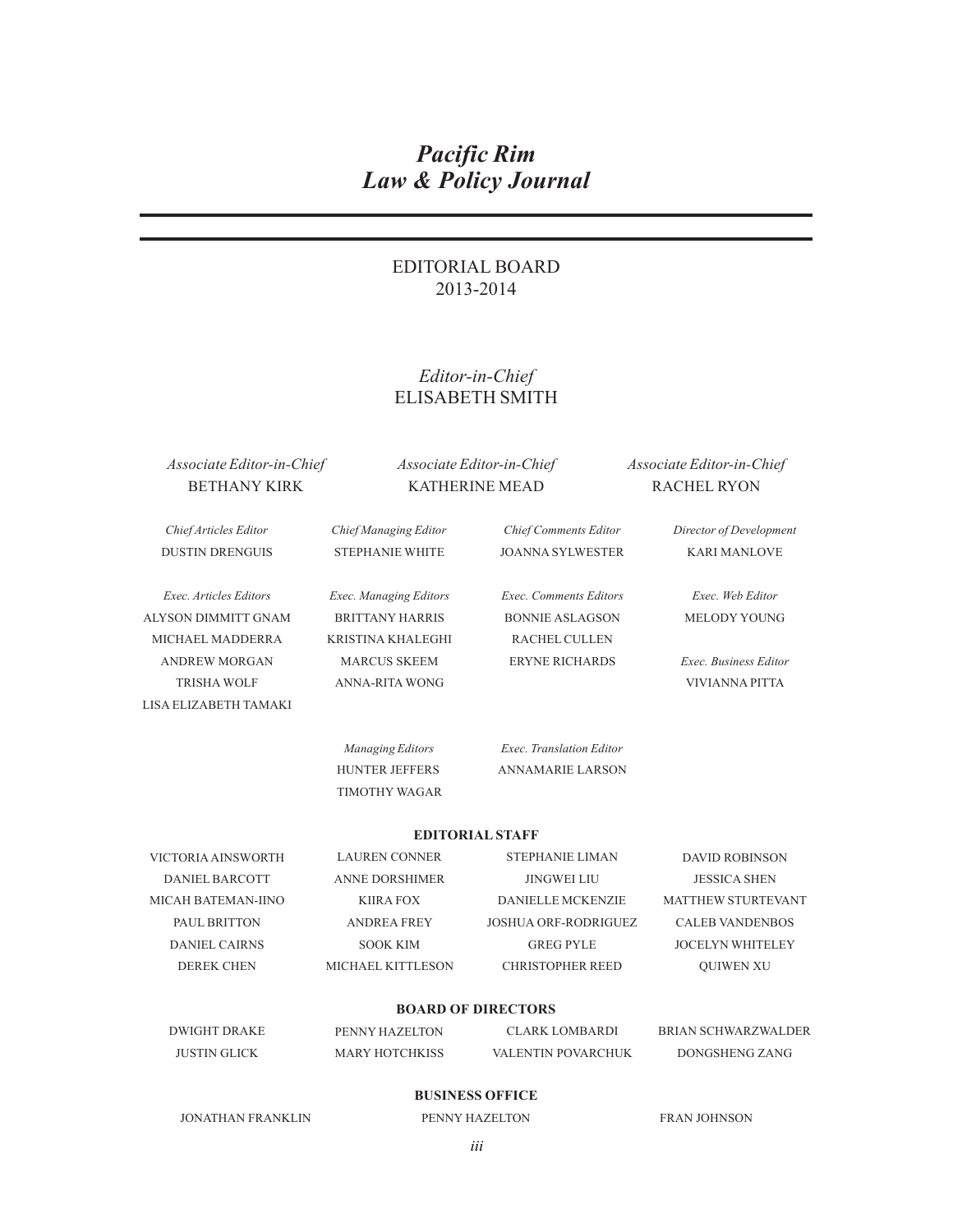# *Pacific Rim Law & Policy Journal*

## EDITORIAL BOARD
## 2013-2014

*Editor-in-Chief*
ELISABETH SMITH

*Associate Editor-in-Chief*
BETHANY KIRK

*Associate Editor-in-Chief*
KATHERINE MEAD

*Associate Editor-in-Chief*
RACHEL RYON

*Chief Articles Editor*
DUSTIN DRENGUIS

*Chief Managing Editor*
STEPHANIE WHITE

*Chief Comments Editor*
JOANNA SYLWESTER

*Director of Development*
KARI MANLOVE

*Exec. Articles Editors*
ALYSON DIMMITT GNAM
MICHAEL MADDERRA
ANDREW MORGAN
TRISHA WOLF
LISA ELIZABETH TAMAKI

*Exec. Managing Editors*
BRITTANY HARRIS
KRISTINA KHALEGHI
MARCUS SKEEM
ANNA-RITA WONG

*Exec. Comments Editors*
BONNIE ASLAGSON
RACHEL CULLEN
ERYNE RICHARDS

*Exec. Web Editor*
MELODY YOUNG

*Exec. Business Editor*
VIVIANNA PITTA

*Managing Editors*
HUNTER JEFFERS
TIMOTHY WAGAR

*Exec. Translation Editor*
ANNAMARIE LARSON

**EDITORIAL STAFF**

VICTORIA AINSWORTH
DANIEL BARCOTT
MICAH BATEMAN-IINO
PAUL BRITTON
DANIEL CAIRNS
DEREK CHEN
LAUREN CONNER
ANNE DORSHIMER
KIIRA FOX
ANDREA FREY
SOOK KIM
MICHAEL KITTLESON
STEPHANIE LIMAN
JINGWEI LIU
DANIELLE MCKENZIE
JOSHUA ORF-RODRIGUEZ
GREG PYLE
CHRISTOPHER REED
DAVID ROBINSON
JESSICA SHEN
MATTHEW STURTEVANT
CALEB VANDENBOS
JOCELYN WHITELEY
QUIWEN XU

**BOARD OF DIRECTORS**

DWIGHT DRAKE
JUSTIN GLICK
PENNY HAZELTON
MARY HOTCHKISS
CLARK LOMBARDI
VALENTIN POVARCHUK
BRIAN SCHWARZWALDER
DONGSHENG ZANG

**BUSINESS OFFICE**

JONATHAN FRANKLIN
PENNY HAZELTON
FRAN JOHNSON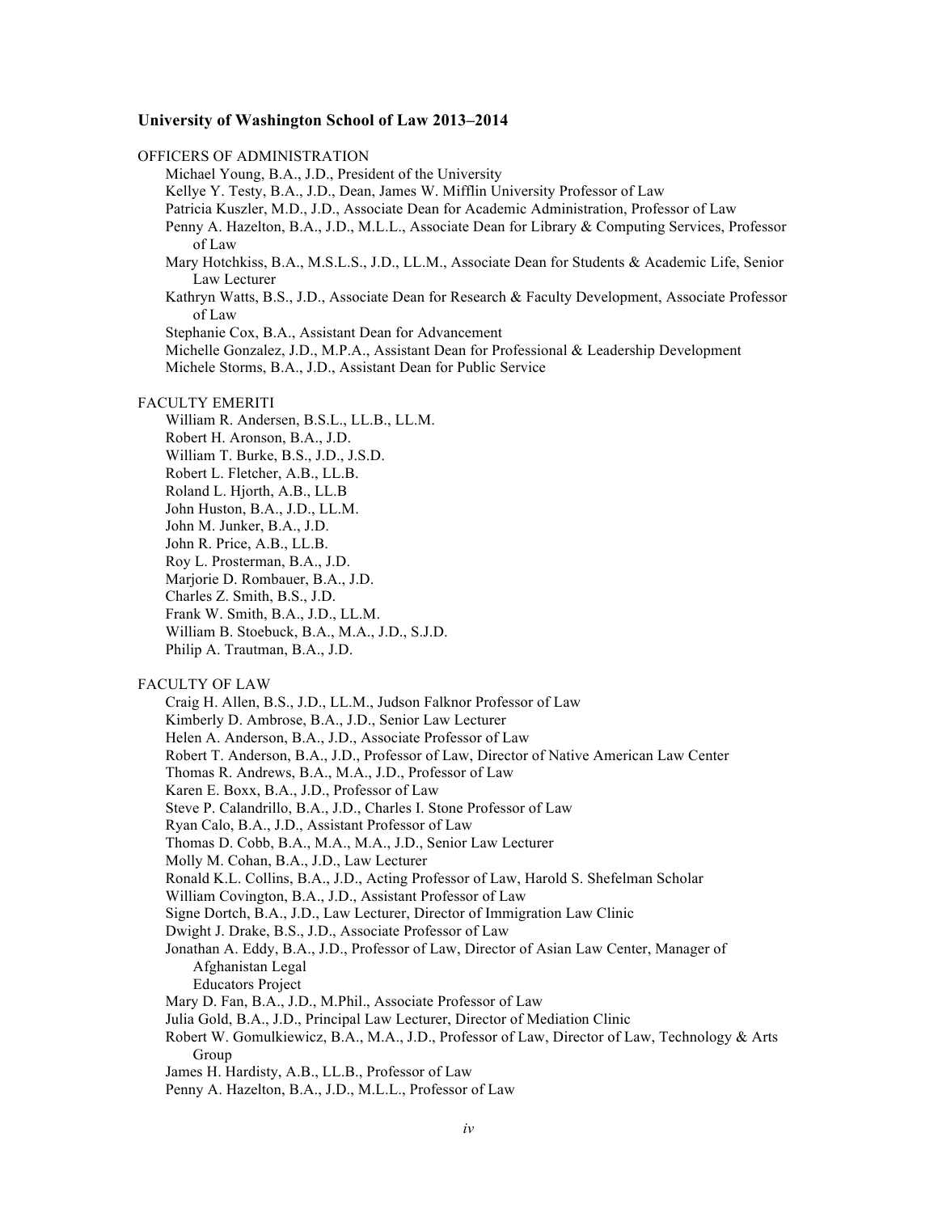**University of Washington School of Law 2013–2014**

OFFICERS OF ADMINISTRATION

- Michael Young, B.A., J.D., President of the University
- Kellye Y. Testy, B.A., J.D., Dean, James W. Mifflin University Professor of Law
- Patricia Kuszler, M.D., J.D., Associate Dean for Academic Administration, Professor of Law
- Penny A. Hazelton, B.A., J.D., M.L.L., Associate Dean for Library & Computing Services, Professor of Law
- Mary Hotchkiss, B.A., M.S.L.S., J.D., LL.M., Associate Dean for Students & Academic Life, Senior Law Lecturer
- Kathryn Watts, B.S., J.D., Associate Dean for Research & Faculty Development, Associate Professor of Law
- Stephanie Cox, B.A., Assistant Dean for Advancement
- Michelle Gonzalez, J.D., M.P.A., Assistant Dean for Professional & Leadership Development
- Michele Storms, B.A., J.D., Assistant Dean for Public Service

FACULTY EMERITI

- William R. Andersen, B.S.L., LL.B., LL.M.
- Robert H. Aronson, B.A., J.D.
- William T. Burke, B.S., J.D., J.S.D.
- Robert L. Fletcher, A.B., LL.B.
- Roland L. Hjorth, A.B., LL.B
- John Huston, B.A., J.D., LL.M.
- John M. Junker, B.A., J.D.
- John R. Price, A.B., LL.B.
- Roy L. Prosterman, B.A., J.D.
- Marjorie D. Rombauer, B.A., J.D.
- Charles Z. Smith, B.S., J.D.
- Frank W. Smith, B.A., J.D., LL.M.
- William B. Stoebuck, B.A., M.A., J.D., S.J.D.
- Philip A. Trautman, B.A., J.D.

FACULTY OF LAW

- Craig H. Allen, B.S., J.D., LL.M., Judson Falknor Professor of Law
- Kimberly D. Ambrose, B.A., J.D., Senior Law Lecturer
- Helen A. Anderson, B.A., J.D., Associate Professor of Law
- Robert T. Anderson, B.A., J.D., Professor of Law, Director of Native American Law Center
- Thomas R. Andrews, B.A., M.A., J.D., Professor of Law
- Karen E. Boxx, B.A., J.D., Professor of Law
- Steve P. Calandrillo, B.A., J.D., Charles I. Stone Professor of Law
- Ryan Calo, B.A., J.D., Assistant Professor of Law
- Thomas D. Cobb, B.A., M.A., M.A., J.D., Senior Law Lecturer
- Molly M. Cohan, B.A., J.D., Law Lecturer
- Ronald K.L. Collins, B.A., J.D., Acting Professor of Law, Harold S. Shefelman Scholar
- William Covington, B.A., J.D., Assistant Professor of Law
- Signe Dortch, B.A., J.D., Law Lecturer, Director of Immigration Law Clinic
- Dwight J. Drake, B.S., J.D., Associate Professor of Law
- Jonathan A. Eddy, B.A., J.D., Professor of Law, Director of Asian Law Center, Manager of Afghanistan Legal Educators Project
- Mary D. Fan, B.A., J.D., M.Phil., Associate Professor of Law
- Julia Gold, B.A., J.D., Principal Law Lecturer, Director of Mediation Clinic
- Robert W. Gomulkiewicz, B.A., M.A., J.D., Professor of Law, Director of Law, Technology & Arts Group
- James H. Hardisty, A.B., LL.B., Professor of Law
- Penny A. Hazelton, B.A., J.D., M.L.L., Professor of Law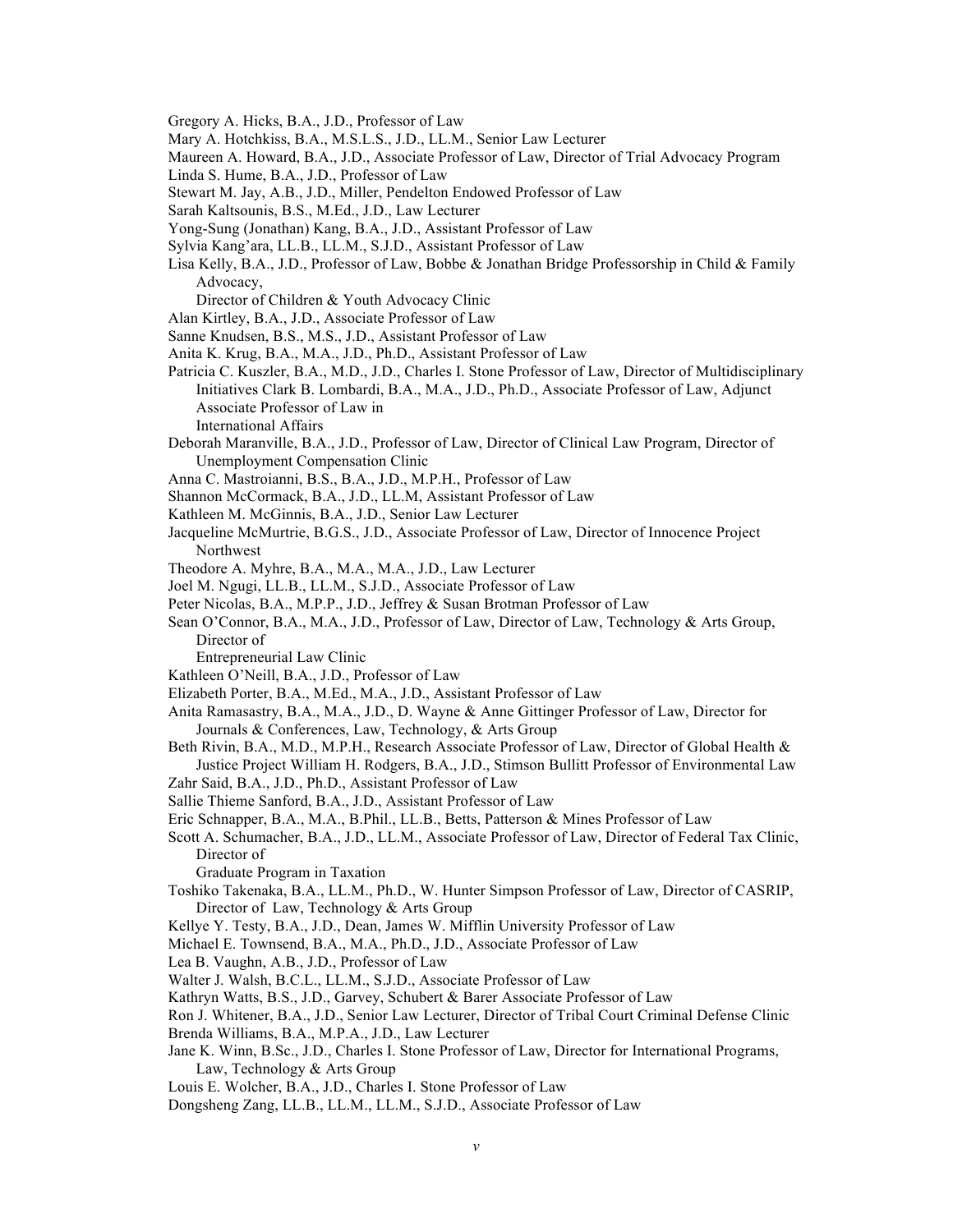Gregory A. Hicks, B.A., J.D., Professor of Law

Mary A. Hotchkiss, B.A., M.S.L.S., J.D., LL.M., Senior Law Lecturer

Maureen A. Howard, B.A., J.D., Associate Professor of Law, Director of Trial Advocacy Program

Linda S. Hume, B.A., J.D., Professor of Law

Stewart M. Jay, A.B., J.D., Miller, Pendelton Endowed Professor of Law

Sarah Kaltsounis, B.S., M.Ed., J.D., Law Lecturer

Yong-Sung (Jonathan) Kang, B.A., J.D., Assistant Professor of Law

Sylvia Kang'ara, LL.B., LL.M., S.J.D., Assistant Professor of Law

Lisa Kelly, B.A., J.D., Professor of Law, Bobbe & Jonathan Bridge Professorship in Child & Family Advocacy,
Director of Children & Youth Advocacy Clinic

Alan Kirtley, B.A., J.D., Associate Professor of Law

Sanne Knudsen, B.S., M.S., J.D., Assistant Professor of Law

Anita K. Krug, B.A., M.A., J.D., Ph.D., Assistant Professor of Law

Patricia C. Kuszler, B.A., M.D., J.D., Charles I. Stone Professor of Law, Director of Multidisciplinary Initiatives Clark B. Lombardi, B.A., M.A., J.D., Ph.D., Associate Professor of Law, Adjunct Associate Professor of Law in
International Affairs

Deborah Maranville, B.A., J.D., Professor of Law, Director of Clinical Law Program, Director of Unemployment Compensation Clinic

Anna C. Mastroianni, B.S., B.A., J.D., M.P.H., Professor of Law

Shannon McCormack, B.A., J.D., LL.M, Assistant Professor of Law

Kathleen M. McGinnis, B.A., J.D., Senior Law Lecturer

Jacqueline McMurtrie, B.G.S., J.D., Associate Professor of Law, Director of Innocence Project Northwest

Theodore A. Myhre, B.A., M.A., M.A., J.D., Law Lecturer

Joel M. Ngugi, LL.B., LL.M., S.J.D., Associate Professor of Law

Peter Nicolas, B.A., M.P.P., J.D., Jeffrey & Susan Brotman Professor of Law

Sean O'Connor, B.A., M.A., J.D., Professor of Law, Director of Law, Technology & Arts Group, Director of
Entrepreneurial Law Clinic

Kathleen O'Neill, B.A., J.D., Professor of Law

Elizabeth Porter, B.A., M.Ed., M.A., J.D., Assistant Professor of Law

Anita Ramasastry, B.A., M.A., J.D., D. Wayne & Anne Gittinger Professor of Law, Director for Journals & Conferences, Law, Technology, & Arts Group

Beth Rivin, B.A., M.D., M.P.H., Research Associate Professor of Law, Director of Global Health & Justice Project William H. Rodgers, B.A., J.D., Stimson Bullitt Professor of Environmental Law

Zahr Said, B.A., J.D., Ph.D., Assistant Professor of Law

Sallie Thieme Sanford, B.A., J.D., Assistant Professor of Law

Eric Schnapper, B.A., M.A., B.Phil., LL.B., Betts, Patterson & Mines Professor of Law

Scott A. Schumacher, B.A., J.D., LL.M., Associate Professor of Law, Director of Federal Tax Clinic, Director of
Graduate Program in Taxation

Toshiko Takenaka, B.A., LL.M., Ph.D., W. Hunter Simpson Professor of Law, Director of CASRIP, Director of Law, Technology & Arts Group

Kellye Y. Testy, B.A., J.D., Dean, James W. Mifflin University Professor of Law

Michael E. Townsend, B.A., M.A., Ph.D., J.D., Associate Professor of Law

Lea B. Vaughn, A.B., J.D., Professor of Law

Walter J. Walsh, B.C.L., LL.M., S.J.D., Associate Professor of Law

Kathryn Watts, B.S., J.D., Garvey, Schubert & Barer Associate Professor of Law

Ron J. Whitener, B.A., J.D., Senior Law Lecturer, Director of Tribal Court Criminal Defense Clinic

Brenda Williams, B.A., M.P.A., J.D., Law Lecturer

Jane K. Winn, B.Sc., J.D., Charles I. Stone Professor of Law, Director for International Programs, Law, Technology & Arts Group

Louis E. Wolcher, B.A., J.D., Charles I. Stone Professor of Law

Dongsheng Zang, LL.B., LL.M., LL.M., S.J.D., Associate Professor of Law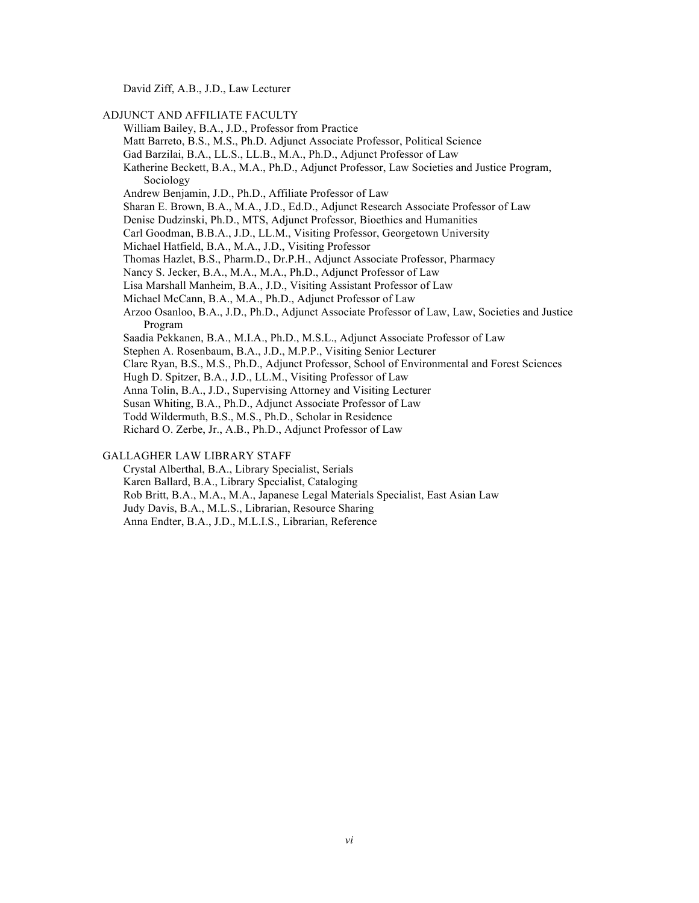David Ziff, A.B., J.D., Law Lecturer

ADJUNCT AND AFFILIATE FACULTY

William Bailey, B.A., J.D., Professor from Practice
Matt Barreto, B.S., M.S., Ph.D. Adjunct Associate Professor, Political Science
Gad Barzilai, B.A., LL.S., LL.B., M.A., Ph.D., Adjunct Professor of Law
Katherine Beckett, B.A., M.A., Ph.D., Adjunct Professor, Law Societies and Justice Program, Sociology
Andrew Benjamin, J.D., Ph.D., Affiliate Professor of Law
Sharan E. Brown, B.A., M.A., J.D., Ed.D., Adjunct Research Associate Professor of Law
Denise Dudzinski, Ph.D., MTS, Adjunct Professor, Bioethics and Humanities
Carl Goodman, B.B.A., J.D., LL.M., Visiting Professor, Georgetown University
Michael Hatfield, B.A., M.A., J.D., Visiting Professor
Thomas Hazlet, B.S., Pharm.D., Dr.P.H., Adjunct Associate Professor, Pharmacy
Nancy S. Jecker, B.A., M.A., M.A., Ph.D., Adjunct Professor of Law
Lisa Marshall Manheim, B.A., J.D., Visiting Assistant Professor of Law
Michael McCann, B.A., M.A., Ph.D., Adjunct Professor of Law
Arzoo Osanloo, B.A., J.D., Ph.D., Adjunct Associate Professor of Law, Law, Societies and Justice Program
Saadia Pekkanen, B.A., M.I.A., Ph.D., M.S.L., Adjunct Associate Professor of Law
Stephen A. Rosenbaum, B.A., J.D., M.P.P., Visiting Senior Lecturer
Clare Ryan, B.S., M.S., Ph.D., Adjunct Professor, School of Environmental and Forest Sciences
Hugh D. Spitzer, B.A., J.D., LL.M., Visiting Professor of Law
Anna Tolin, B.A., J.D., Supervising Attorney and Visiting Lecturer
Susan Whiting, B.A., Ph.D., Adjunct Associate Professor of Law
Todd Wildermuth, B.S., M.S., Ph.D., Scholar in Residence
Richard O. Zerbe, Jr., A.B., Ph.D., Adjunct Professor of Law

GALLAGHER LAW LIBRARY STAFF

Crystal Alberthal, B.A., Library Specialist, Serials
Karen Ballard, B.A., Library Specialist, Cataloging
Rob Britt, B.A., M.A., M.A., Japanese Legal Materials Specialist, East Asian Law
Judy Davis, B.A., M.L.S., Librarian, Resource Sharing
Anna Endter, B.A., J.D., M.L.I.S., Librarian, Reference